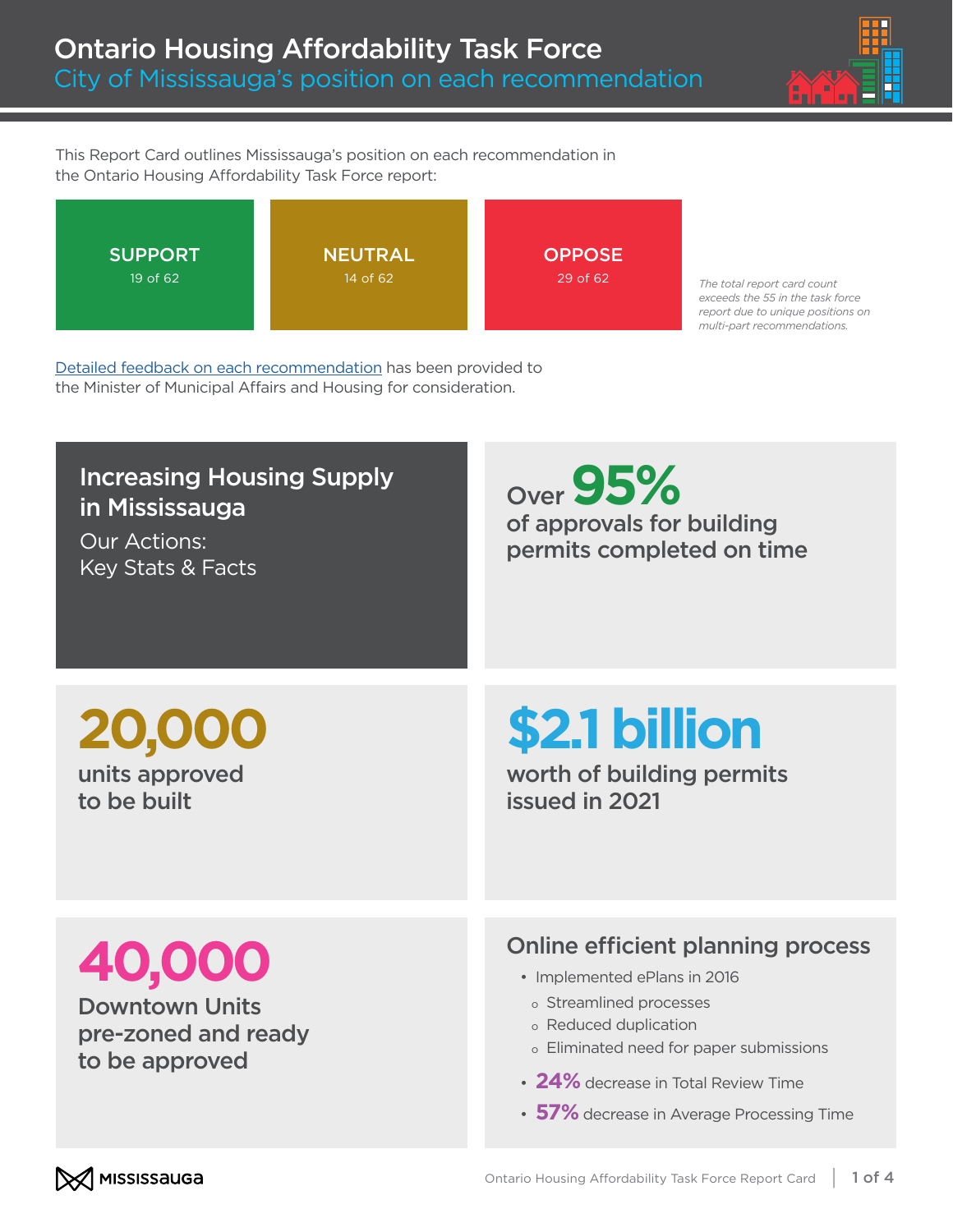# Ontario Housing Affordability Task Force

## City of Mississauga's position on each recommendation

This Report Card outlines Mississauga's position on each recommendation in the Ontario Housing Affordability Task Force report:

**SUPPORT**
19 of 62

**NEUTRAL**
14 of 62

**OPPOSE**
29 of 62

*The total report card count exceeds the 55 in the task force report due to unique positions on multi-part recommendations.*

Detailed feedback on each recommendation has been provided to the Minister of Municipal Affairs and Housing for consideration.

## Increasing Housing Supply in Mississauga

Our Actions:
Key Stats & Facts

Over **95%** of approvals for building permits completed on time

**20,000** units approved to be built

**$2.1 billion** worth of building permits issued in 2021

**40,000** Downtown Units pre-zoned and ready to be approved

### Online efficient planning process

- Implemented ePlans in 2016
  - Streamlined processes
  - Reduced duplication
  - Eliminated need for paper submissions
- **24%** decrease in Total Review Time
- **57%** decrease in Average Processing Time

MISSISSAUGA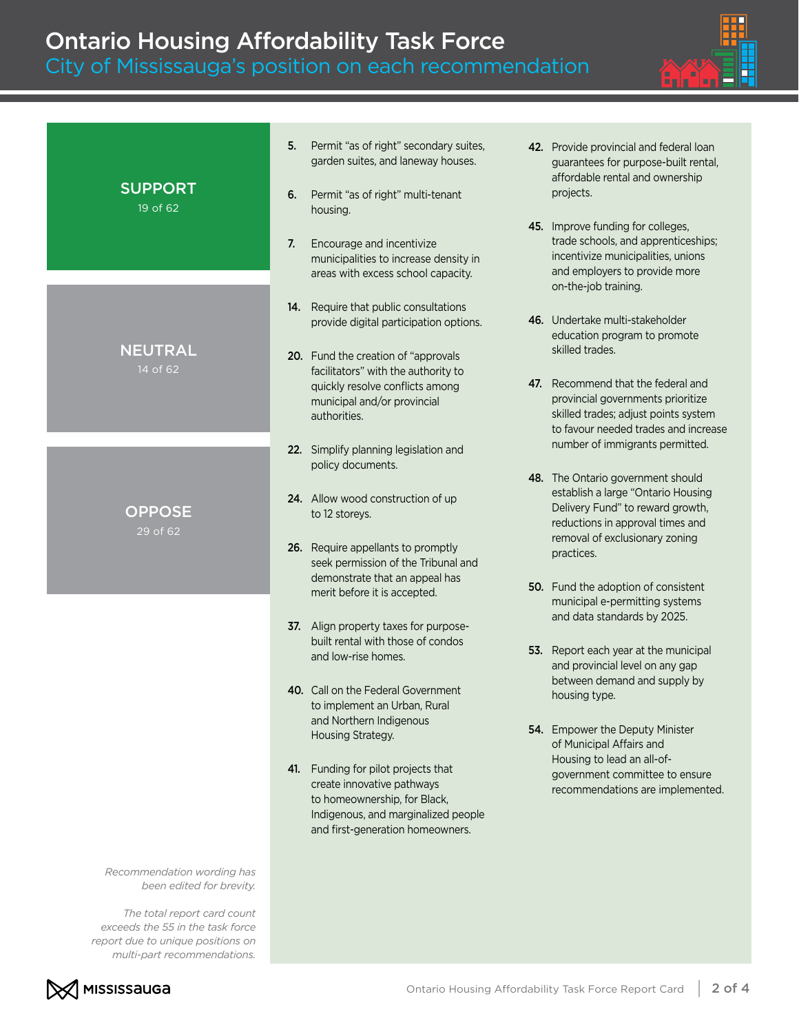# Ontario Housing Affordability Task Force

## City of Mississauga's position on each recommendation

**SUPPORT**
19 of 62

**NEUTRAL**
14 of 62

**OPPOSE**
29 of 62

**5.** Permit "as of right" secondary suites, garden suites, and laneway houses.

**6.** Permit "as of right" multi-tenant housing.

**7.** Encourage and incentivize municipalities to increase density in areas with excess school capacity.

**14.** Require that public consultations provide digital participation options.

**20.** Fund the creation of "approvals facilitators" with the authority to quickly resolve conflicts among municipal and/or provincial authorities.

**22.** Simplify planning legislation and policy documents.

**24.** Allow wood construction of up to 12 storeys.

**26.** Require appellants to promptly seek permission of the Tribunal and demonstrate that an appeal has merit before it is accepted.

**37.** Align property taxes for purpose-built rental with those of condos and low-rise homes.

**40.** Call on the Federal Government to implement an Urban, Rural and Northern Indigenous Housing Strategy.

**41.** Funding for pilot projects that create innovative pathways to homeownership, for Black, Indigenous, and marginalized people and first-generation homeowners.

**42.** Provide provincial and federal loan guarantees for purpose-built rental, affordable rental and ownership projects.

**45.** Improve funding for colleges, trade schools, and apprenticeships; incentivize municipalities, unions and employers to provide more on-the-job training.

**46.** Undertake multi-stakeholder education program to promote skilled trades.

**47.** Recommend that the federal and provincial governments prioritize skilled trades; adjust points system to favour needed trades and increase number of immigrants permitted.

**48.** The Ontario government should establish a large "Ontario Housing Delivery Fund" to reward growth, reductions in approval times and removal of exclusionary zoning practices.

**50.** Fund the adoption of consistent municipal e-permitting systems and data standards by 2025.

**53.** Report each year at the municipal and provincial level on any gap between demand and supply by housing type.

**54.** Empower the Deputy Minister of Municipal Affairs and Housing to lead an all-of-government committee to ensure recommendations are implemented.

*Recommendation wording has been edited for brevity.*

*The total report card count exceeds the 55 in the task force report due to unique positions on multi-part recommendations.*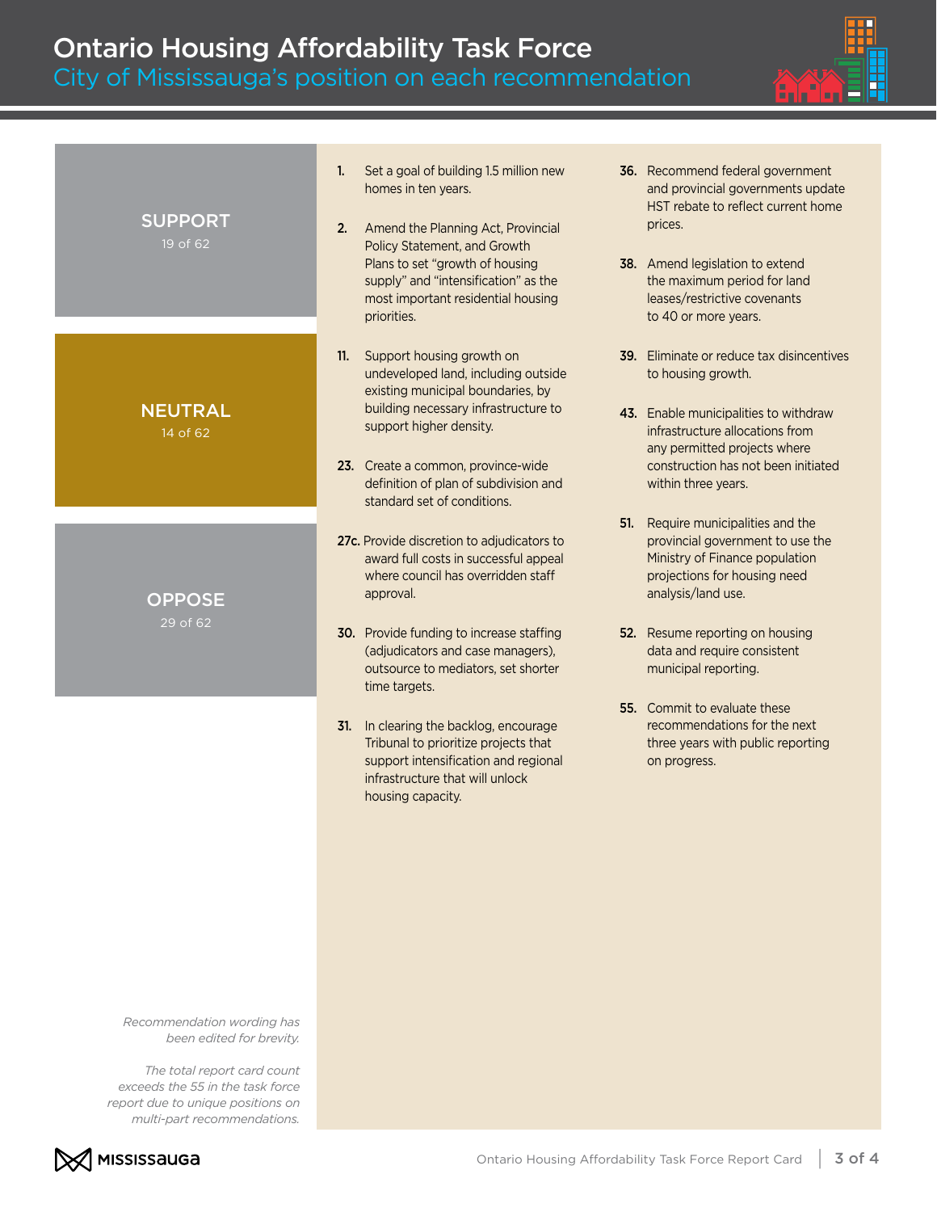# Ontario Housing Affordability Task Force

## City of Mississauga's position on each recommendation

**SUPPORT**
19 of 62

**NEUTRAL**
14 of 62

**OPPOSE**
29 of 62

**1.** Set a goal of building 1.5 million new homes in ten years.

**2.** Amend the Planning Act, Provincial Policy Statement, and Growth Plans to set "growth of housing supply" and "intensification" as the most important residential housing priorities.

**11.** Support housing growth on undeveloped land, including outside existing municipal boundaries, by building necessary infrastructure to support higher density.

**23.** Create a common, province-wide definition of plan of subdivision and standard set of conditions.

**27c.** Provide discretion to adjudicators to award full costs in successful appeal where council has overridden staff approval.

**30.** Provide funding to increase staffing (adjudicators and case managers), outsource to mediators, set shorter time targets.

**31.** In clearing the backlog, encourage Tribunal to prioritize projects that support intensification and regional infrastructure that will unlock housing capacity.

**36.** Recommend federal government and provincial governments update HST rebate to reflect current home prices.

**38.** Amend legislation to extend the maximum period for land leases/restrictive covenants to 40 or more years.

**39.** Eliminate or reduce tax disincentives to housing growth.

**43.** Enable municipalities to withdraw infrastructure allocations from any permitted projects where construction has not been initiated within three years.

**51.** Require municipalities and the provincial government to use the Ministry of Finance population projections for housing need analysis/land use.

**52.** Resume reporting on housing data and require consistent municipal reporting.

**55.** Commit to evaluate these recommendations for the next three years with public reporting on progress.

*Recommendation wording has been edited for brevity.*

*The total report card count exceeds the 55 in the task force report due to unique positions on multi-part recommendations.*

MISSISSAUGA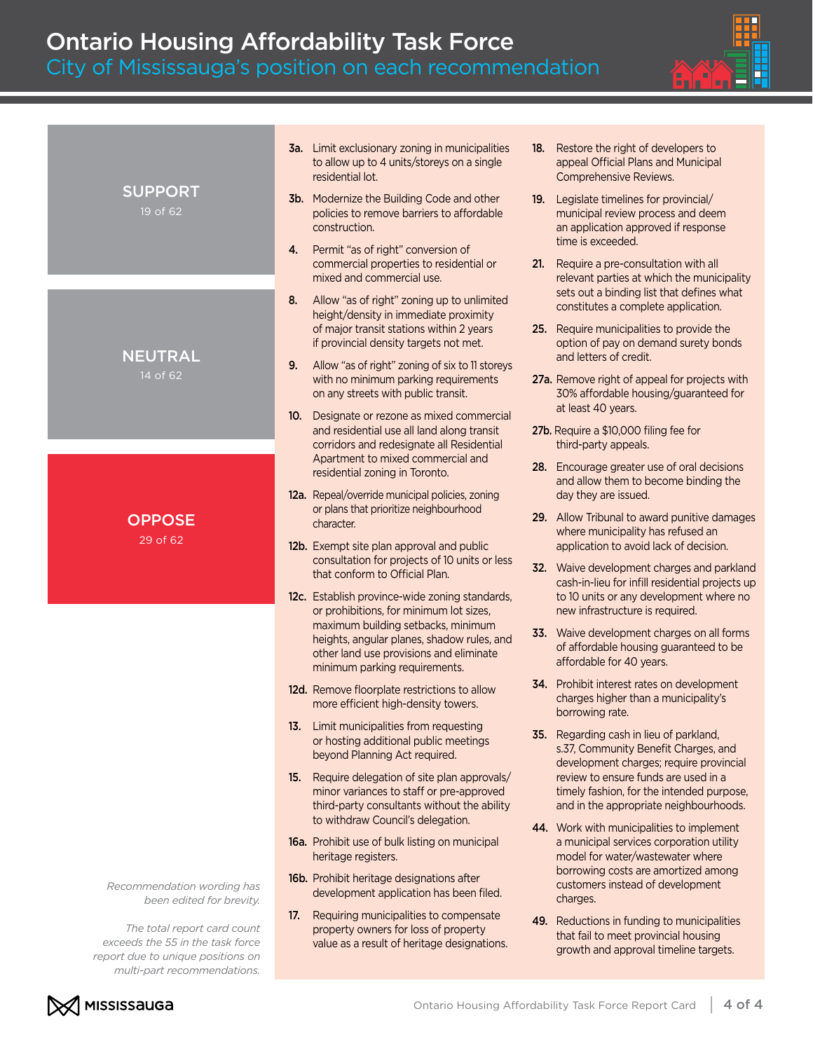# Ontario Housing Affordability Task Force

## City of Mississauga's position on each recommendation

**SUPPORT**
19 of 62

**NEUTRAL**
14 of 62

**OPPOSE**
29 of 62

- **3a.** Limit exclusionary zoning in municipalities to allow up to 4 units/storeys on a single residential lot.
- **3b.** Modernize the Building Code and other policies to remove barriers to affordable construction.
- **4.** Permit "as of right" conversion of commercial properties to residential or mixed and commercial use.
- **8.** Allow "as of right" zoning up to unlimited height/density in immediate proximity of major transit stations within 2 years if provincial density targets not met.
- **9.** Allow "as of right" zoning of six to 11 storeys with no minimum parking requirements on any streets with public transit.
- **10.** Designate or rezone as mixed commercial and residential use all land along transit corridors and redesignate all Residential Apartment to mixed commercial and residential zoning in Toronto.
- **12a.** Repeal/override municipal policies, zoning or plans that prioritize neighbourhood character.
- **12b.** Exempt site plan approval and public consultation for projects of 10 units or less that conform to Official Plan.
- **12c.** Establish province-wide zoning standards, or prohibitions, for minimum lot sizes, maximum building setbacks, minimum heights, angular planes, shadow rules, and other land use provisions and eliminate minimum parking requirements.
- **12d.** Remove floorplate restrictions to allow more efficient high-density towers.
- **13.** Limit municipalities from requesting or hosting additional public meetings beyond Planning Act required.
- **15.** Require delegation of site plan approvals/minor variances to staff or pre-approved third-party consultants without the ability to withdraw Council's delegation.
- **16a.** Prohibit use of bulk listing on municipal heritage registers.
- **16b.** Prohibit heritage designations after development application has been filed.
- **17.** Requiring municipalities to compensate property owners for loss of property value as a result of heritage designations.
- **18.** Restore the right of developers to appeal Official Plans and Municipal Comprehensive Reviews.
- **19.** Legislate timelines for provincial/municipal review process and deem an application approved if response time is exceeded.
- **21.** Require a pre-consultation with all relevant parties at which the municipality sets out a binding list that defines what constitutes a complete application.
- **25.** Require municipalities to provide the option of pay on demand surety bonds and letters of credit.
- **27a.** Remove right of appeal for projects with 30% affordable housing/guaranteed for at least 40 years.
- **27b.** Require a $10,000 filing fee for third-party appeals.
- **28.** Encourage greater use of oral decisions and allow them to become binding the day they are issued.
- **29.** Allow Tribunal to award punitive damages where municipality has refused an application to avoid lack of decision.
- **32.** Waive development charges and parkland cash-in-lieu for infill residential projects up to 10 units or any development where no new infrastructure is required.
- **33.** Waive development charges on all forms of affordable housing guaranteed to be affordable for 40 years.
- **34.** Prohibit interest rates on development charges higher than a municipality's borrowing rate.
- **35.** Regarding cash in lieu of parkland, s.37, Community Benefit Charges, and development charges; require provincial review to ensure funds are used in a timely fashion, for the intended purpose, and in the appropriate neighbourhoods.
- **44.** Work with municipalities to implement a municipal services corporation utility model for water/wastewater where borrowing costs are amortized among customers instead of development charges.
- **49.** Reductions in funding to municipalities that fail to meet provincial housing growth and approval timeline targets.

*Recommendation wording has been edited for brevity.*

*The total report card count exceeds the 55 in the task force report due to unique positions on multi-part recommendations.*